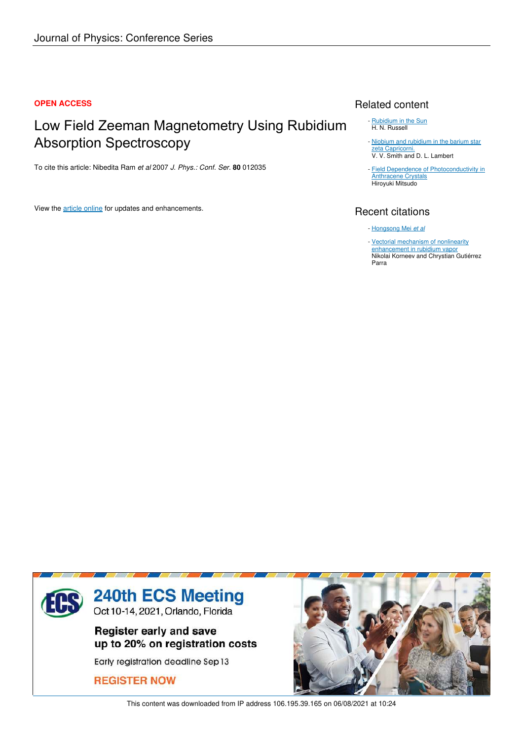**OPEN ACCESS**

# Low Field Zeeman Magnetometry Using Rubidium Absorption Spectroscopy

To cite this article: Nibedita Ram *et al* 2007 *J. Phys.: Conf. Ser.* **80** 012035

View the article online for updates and enhancements.

## Related content

- Rubidium in the Sun
  H. N. Russell
- Niobium and rubidium in the barium star zeta Capricorni.
  V. V. Smith and D. L. Lambert
- Field Dependence of Photoconductivity in Anthracene Crystals
  Hiroyuki Mitsudo

## Recent citations

- Hongsong Mei *et al*
- Vectorial mechanism of nonlinearity enhancement in rubidium vapor
  Nikolai Korneev and Chrystian Gutiérrez Parra

240th ECS Meeting
Oct 10-14, 2021, Orlando, Florida

Register early and save up to 20% on registration costs

Early registration deadline Sep 13

REGISTER NOW

This content was downloaded from IP address 106.195.39.165 on 06/08/2021 at 10:24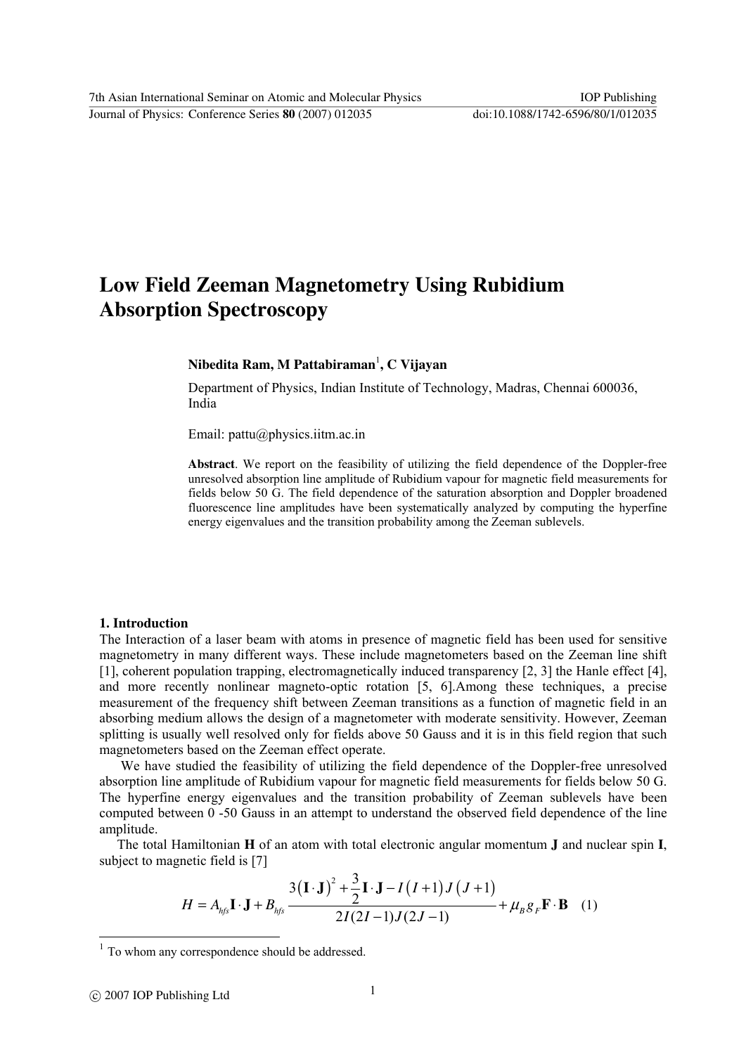# Low Field Zeeman Magnetometry Using Rubidium Absorption Spectroscopy

**Nibedita Ram, M Pattabiraman[1], C Vijayan**

Department of Physics, Indian Institute of Technology, Madras, Chennai 600036, India

Email: pattu@physics.iitm.ac.in

**Abstract**. We report on the feasibility of utilizing the field dependence of the Doppler-free unresolved absorption line amplitude of Rubidium vapour for magnetic field measurements for fields below 50 G. The field dependence of the saturation absorption and Doppler broadened fluorescence line amplitudes have been systematically analyzed by computing the hyperfine energy eigenvalues and the transition probability among the Zeeman sublevels.

## 1. Introduction

The Interaction of a laser beam with atoms in presence of magnetic field has been used for sensitive magnetometry in many different ways. These include magnetometers based on the Zeeman line shift [1], coherent population trapping, electromagnetically induced transparency [2, 3] the Hanle effect [4], and more recently nonlinear magneto-optic rotation [5, 6].Among these techniques, a precise measurement of the frequency shift between Zeeman transitions as a function of magnetic field in an absorbing medium allows the design of a magnetometer with moderate sensitivity. However, Zeeman splitting is usually well resolved only for fields above 50 Gauss and it is in this field region that such magnetometers based on the Zeeman effect operate.

We have studied the feasibility of utilizing the field dependence of the Doppler-free unresolved absorption line amplitude of Rubidium vapour for magnetic field measurements for fields below 50 G. The hyperfine energy eigenvalues and the transition probability of Zeeman sublevels have been computed between 0 -50 Gauss in an attempt to understand the observed field dependence of the line amplitude.

The total Hamiltonian **H** of an atom with total electronic angular momentum **J** and nuclear spin **I**, subject to magnetic field is [7]

$$H = A_{hfs}\mathbf{I}\cdot\mathbf{J} + B_{hfs}\frac{3(\mathbf{I}\cdot\mathbf{J})^2 + \frac{3}{2}\mathbf{I}\cdot\mathbf{J} - I(I+1)J(J+1)}{2I(2I-1)J(2J-1)} + \mu_B g_F \mathbf{F}\cdot\mathbf{B} \quad (1)$$

[1] To whom any correspondence should be addressed.

© 2007 IOP Publishing Ltd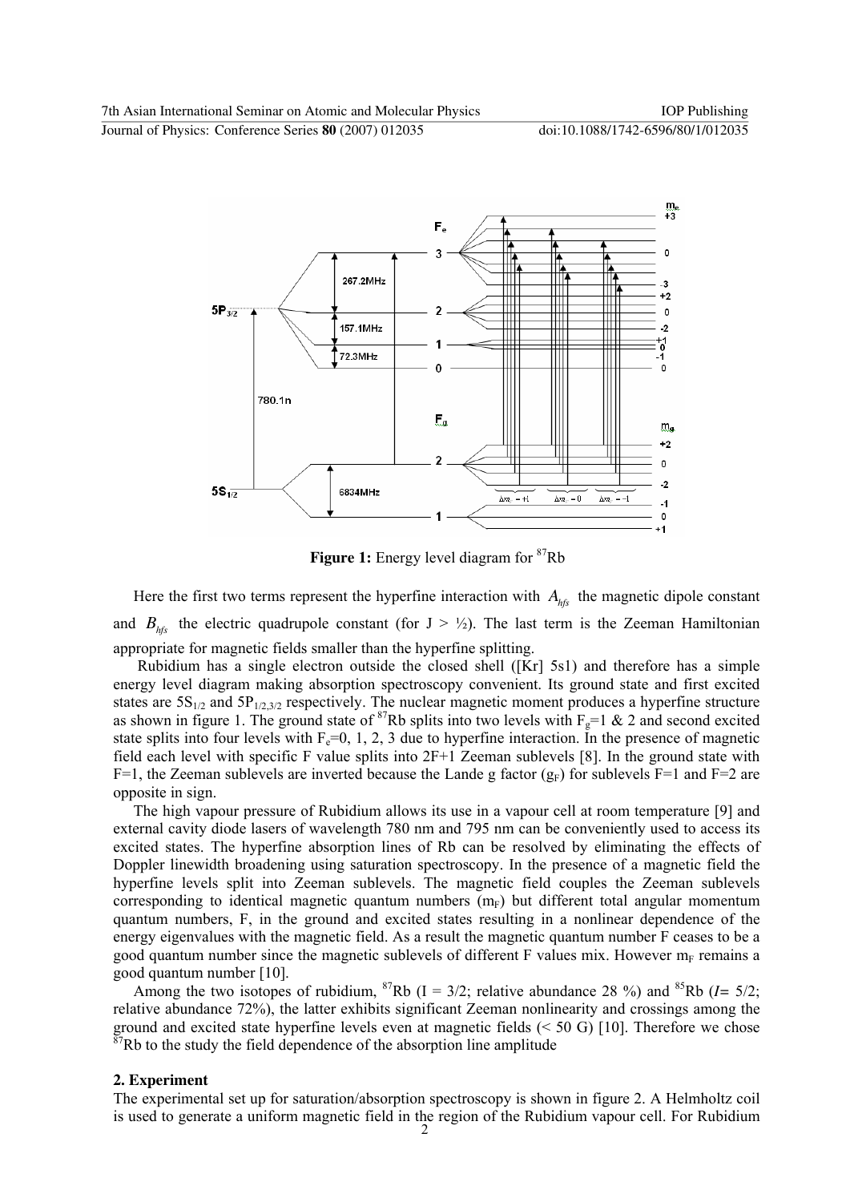**Figure 1:** Energy level diagram for $^{87}$Rb

Here the first two terms represent the hyperfine interaction with $A_{hfs}$ the magnetic dipole constant and $B_{hfs}$ the electric quadrupole constant (for J > ½). The last term is the Zeeman Hamiltonian appropriate for magnetic fields smaller than the hyperfine splitting.

Rubidium has a single electron outside the closed shell ([Kr] 5s1) and therefore has a simple energy level diagram making absorption spectroscopy convenient. Its ground state and first excited states are $5S_{1/2}$ and $5P_{1/2,3/2}$ respectively. The nuclear magnetic moment produces a hyperfine structure as shown in figure 1. The ground state of $^{87}$Rb splits into two levels with $F_g$=1 & 2 and second excited state splits into four levels with $F_e$=0, 1, 2, 3 due to hyperfine interaction. In the presence of magnetic field each level with specific F value splits into 2F+1 Zeeman sublevels [8]. In the ground state with F=1, the Zeeman sublevels are inverted because the Lande g factor ($g_F$) for sublevels F=1 and F=2 are opposite in sign.

The high vapour pressure of Rubidium allows its use in a vapour cell at room temperature [9] and external cavity diode lasers of wavelength 780 nm and 795 nm can be conveniently used to access its excited states. The hyperfine absorption lines of Rb can be resolved by eliminating the effects of Doppler linewidth broadening using saturation spectroscopy. In the presence of a magnetic field the hyperfine levels split into Zeeman sublevels. The magnetic field couples the Zeeman sublevels corresponding to identical magnetic quantum numbers ($m_F$) but different total angular momentum quantum numbers, F, in the ground and excited states resulting in a nonlinear dependence of the energy eigenvalues with the magnetic field. As a result the magnetic quantum number F ceases to be a good quantum number since the magnetic sublevels of different F values mix. However $m_F$ remains a good quantum number [10].

Among the two isotopes of rubidium, $^{87}$Rb (I = 3/2; relative abundance 28 %) and $^{85}$Rb ($I$= 5/2; relative abundance 72%), the latter exhibits significant Zeeman nonlinearity and crossings among the ground and excited state hyperfine levels even at magnetic fields (< 50 G) [10]. Therefore we chose $^{87}$Rb to the study the field dependence of the absorption line amplitude

## 2. Experiment

The experimental set up for saturation/absorption spectroscopy is shown in figure 2. A Helmholtz coil is used to generate a uniform magnetic field in the region of the Rubidium vapour cell. For Rubidium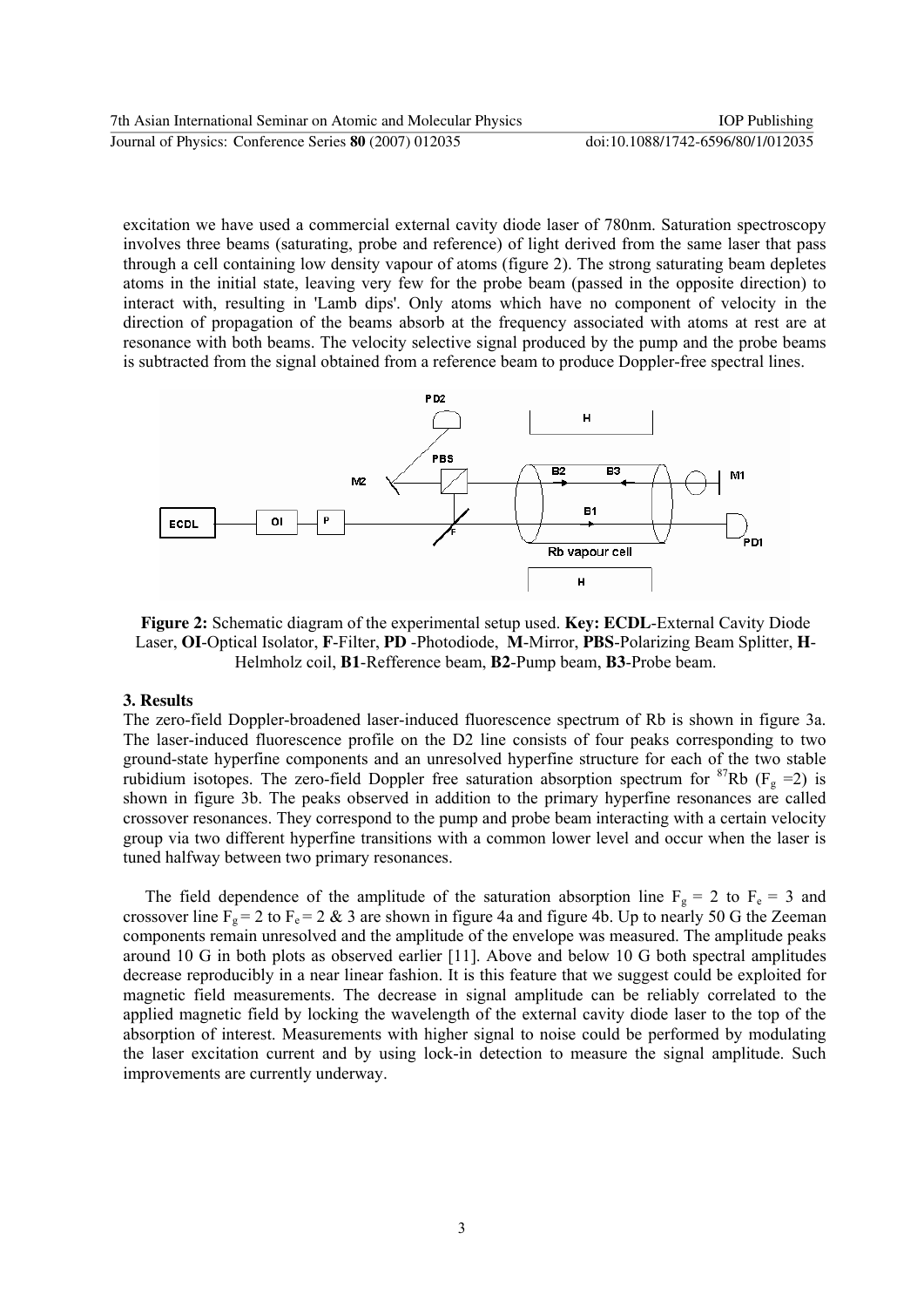excitation we have used a commercial external cavity diode laser of 780nm. Saturation spectroscopy involves three beams (saturating, probe and reference) of light derived from the same laser that pass through a cell containing low density vapour of atoms (figure 2). The strong saturating beam depletes atoms in the initial state, leaving very few for the probe beam (passed in the opposite direction) to interact with, resulting in 'Lamb dips'. Only atoms which have no component of velocity in the direction of propagation of the beams absorb at the frequency associated with atoms at rest are at resonance with both beams. The velocity selective signal produced by the pump and the probe beams is subtracted from the signal obtained from a reference beam to produce Doppler-free spectral lines.

**Figure 2:** Schematic diagram of the experimental setup used. **Key: ECDL**-External Cavity Diode Laser, **OI**-Optical Isolator, **F**-Filter, **PD** -Photodiode, **M**-Mirror, **PBS**-Polarizing Beam Splitter, **H**-Helmholz coil, **B1**-Refference beam, **B2**-Pump beam, **B3**-Probe beam.

### 3. Results

The zero-field Doppler-broadened laser-induced fluorescence spectrum of Rb is shown in figure 3a. The laser-induced fluorescence profile on the D2 line consists of four peaks corresponding to two ground-state hyperfine components and an unresolved hyperfine structure for each of the two stable rubidium isotopes. The zero-field Doppler free saturation absorption spectrum for $^{87}$Rb ($F_g$ =2) is shown in figure 3b. The peaks observed in addition to the primary hyperfine resonances are called crossover resonances. They correspond to the pump and probe beam interacting with a certain velocity group via two different hyperfine transitions with a common lower level and occur when the laser is tuned halfway between two primary resonances.

The field dependence of the amplitude of the saturation absorption line $F_g = 2$ to $F_e = 3$ and crossover line $F_g = 2$ to $F_e = 2$ & 3 are shown in figure 4a and figure 4b. Up to nearly 50 G the Zeeman components remain unresolved and the amplitude of the envelope was measured. The amplitude peaks around 10 G in both plots as observed earlier [11]. Above and below 10 G both spectral amplitudes decrease reproducibly in a near linear fashion. It is this feature that we suggest could be exploited for magnetic field measurements. The decrease in signal amplitude can be reliably correlated to the applied magnetic field by locking the wavelength of the external cavity diode laser to the top of the absorption of interest. Measurements with higher signal to noise could be performed by modulating the laser excitation current and by using lock-in detection to measure the signal amplitude. Such improvements are currently underway.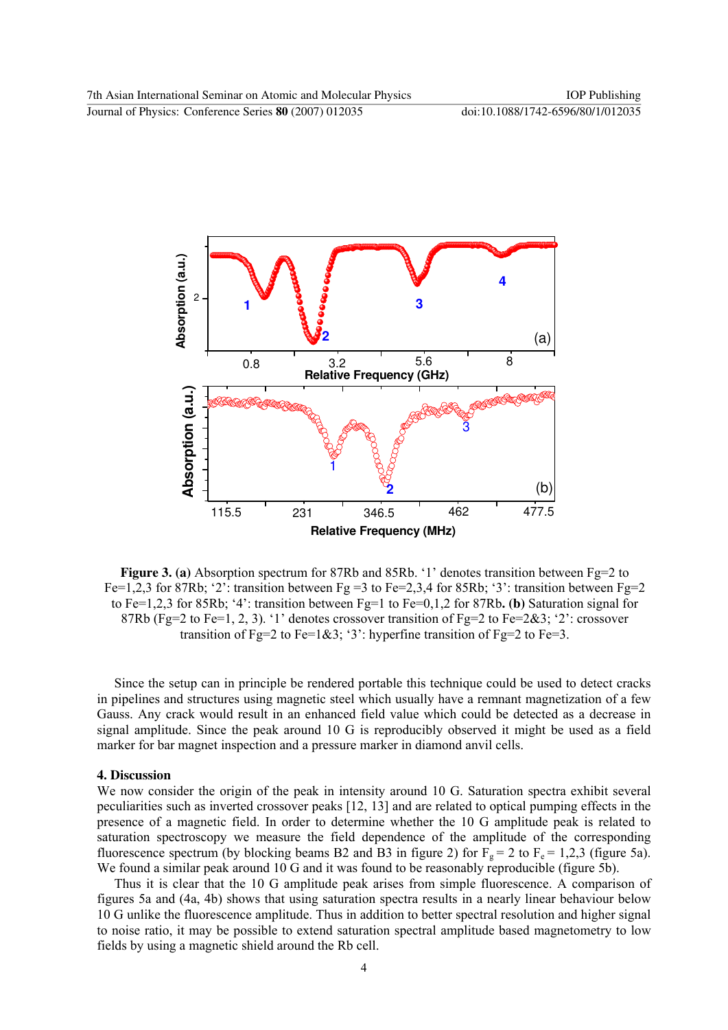**Figure 3. (a)** Absorption spectrum for 87Rb and 85Rb. '1' denotes transition between Fg=2 to Fe=1,2,3 for 87Rb; '2': transition between Fg =3 to Fe=2,3,4 for 85Rb; '3': transition between Fg=2 to Fe=1,2,3 for 85Rb; '4': transition between Fg=1 to Fe=0,1,2 for 87Rb**. (b)** Saturation signal for 87Rb (Fg=2 to Fe=1, 2, 3). '1' denotes crossover transition of Fg=2 to Fe=2&3; '2': crossover transition of Fg=2 to Fe=1&3; '3': hyperfine transition of Fg=2 to Fe=3.

Since the setup can in principle be rendered portable this technique could be used to detect cracks in pipelines and structures using magnetic steel which usually have a remnant magnetization of a few Gauss. Any crack would result in an enhanced field value which could be detected as a decrease in signal amplitude. Since the peak around 10 G is reproducibly observed it might be used as a field marker for bar magnet inspection and a pressure marker in diamond anvil cells.

## 4. Discussion

We now consider the origin of the peak in intensity around 10 G. Saturation spectra exhibit several peculiarities such as inverted crossover peaks [12, 13] and are related to optical pumping effects in the presence of a magnetic field. In order to determine whether the 10 G amplitude peak is related to saturation spectroscopy we measure the field dependence of the amplitude of the corresponding fluorescence spectrum (by blocking beams B2 and B3 in figure 2) for $F_g = 2$ to $F_e = 1,2,3$ (figure 5a). We found a similar peak around 10 G and it was found to be reasonably reproducible (figure 5b).

Thus it is clear that the 10 G amplitude peak arises from simple fluorescence. A comparison of figures 5a and (4a, 4b) shows that using saturation spectra results in a nearly linear behaviour below 10 G unlike the fluorescence amplitude. Thus in addition to better spectral resolution and higher signal to noise ratio, it may be possible to extend saturation spectral amplitude based magnetometry to low fields by using a magnetic shield around the Rb cell.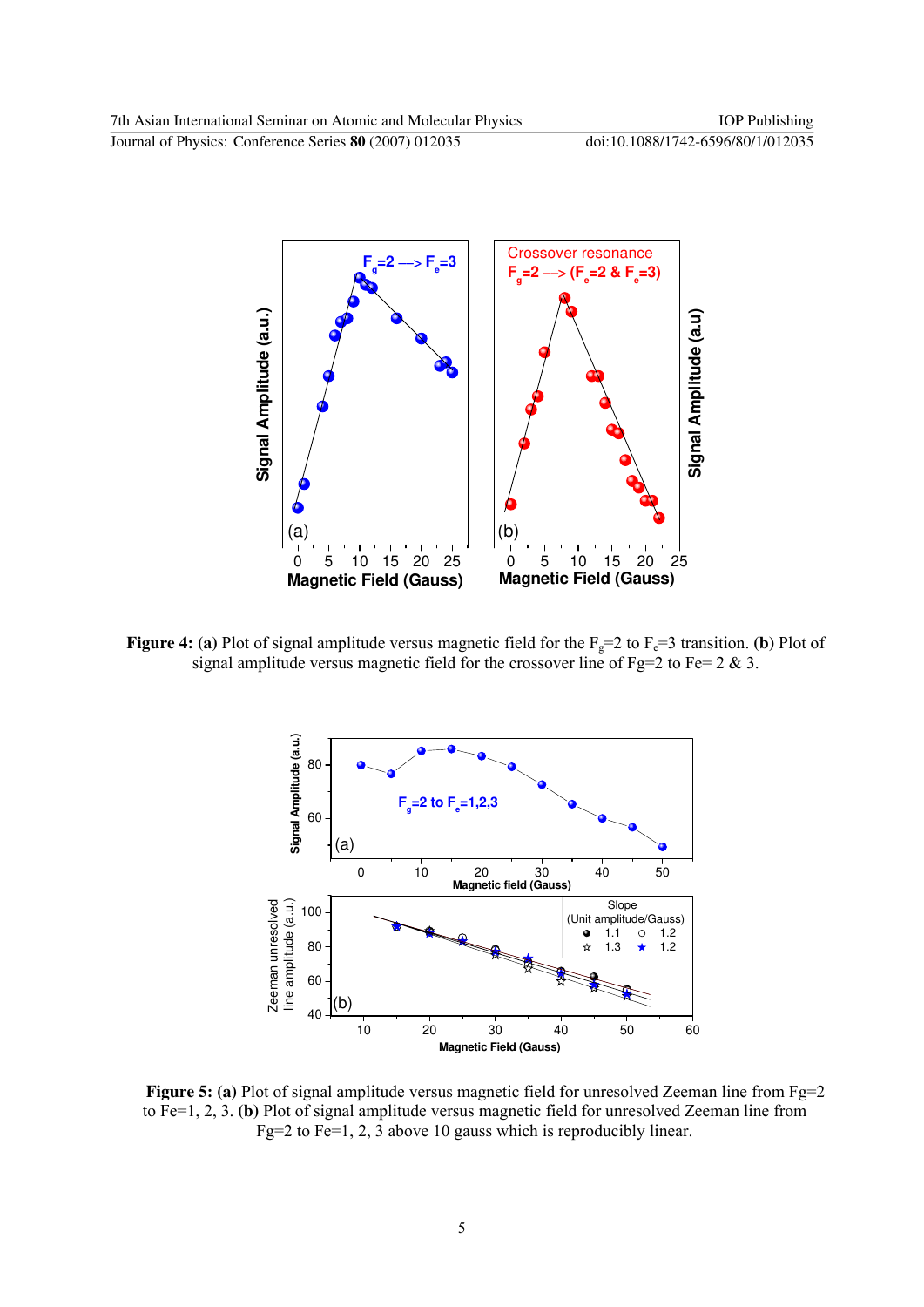**Figure 4:** **(a)** Plot of signal amplitude versus magnetic field for the $F_g$=2 to $F_e$=3 transition. **(b)** Plot of signal amplitude versus magnetic field for the crossover line of Fg=2 to Fe= 2 & 3.

**Figure 5:** **(a)** Plot of signal amplitude versus magnetic field for unresolved Zeeman line from Fg=2 to Fe=1, 2, 3. **(b)** Plot of signal amplitude versus magnetic field for unresolved Zeeman line from Fg=2 to Fe=1, 2, 3 above 10 gauss which is reproducibly linear.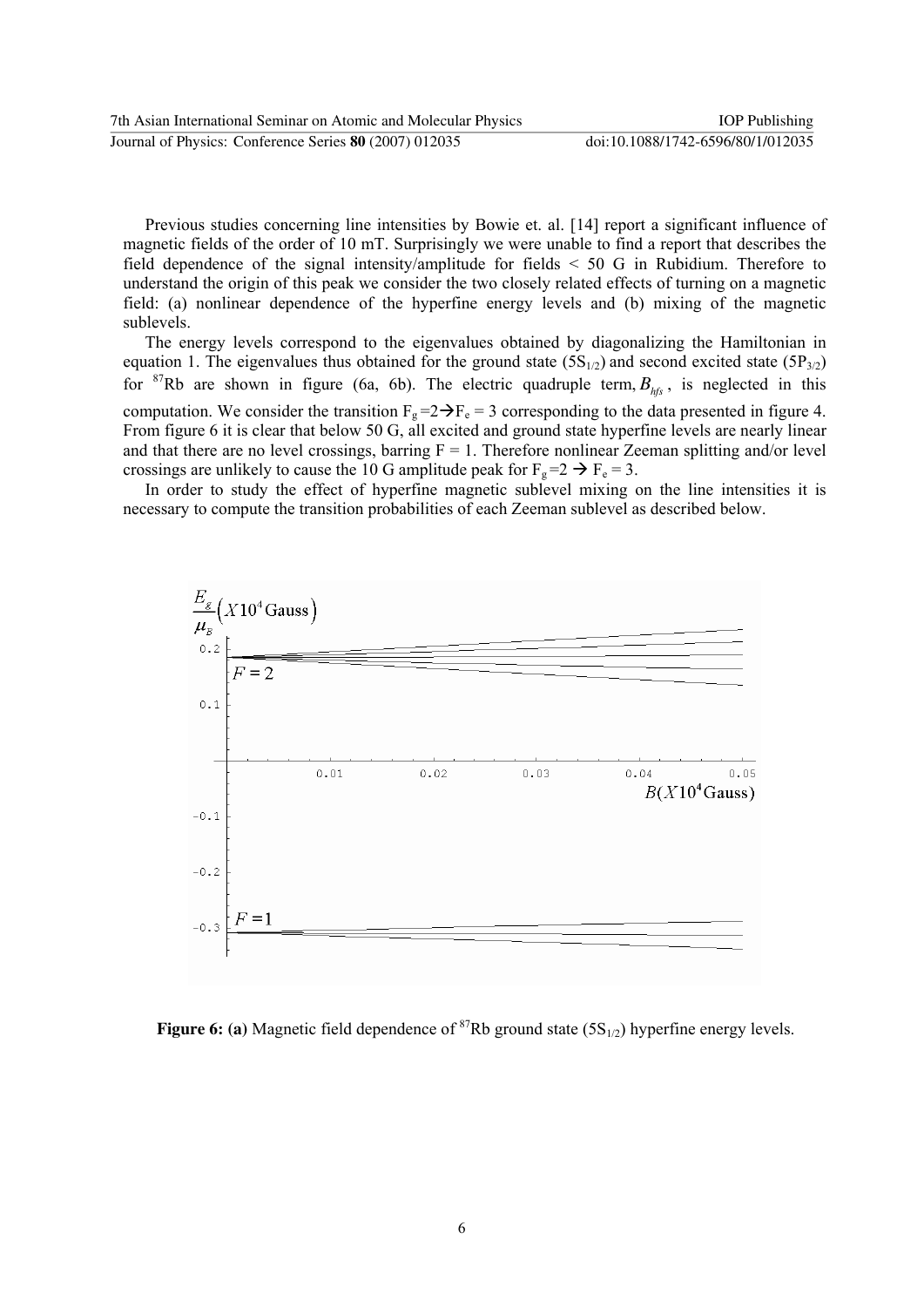Previous studies concerning line intensities by Bowie et. al. [14] report a significant influence of magnetic fields of the order of 10 mT. Surprisingly we were unable to find a report that describes the field dependence of the signal intensity/amplitude for fields < 50 G in Rubidium. Therefore to understand the origin of this peak we consider the two closely related effects of turning on a magnetic field: (a) nonlinear dependence of the hyperfine energy levels and (b) mixing of the magnetic sublevels.

The energy levels correspond to the eigenvalues obtained by diagonalizing the Hamiltonian in equation 1. The eigenvalues thus obtained for the ground state ($5S_{1/2}$) and second excited state ($5P_{3/2}$) for $^{87}$Rb are shown in figure (6a, 6b). The electric quadruple term, $B_{hfs}$, is neglected in this computation. We consider the transition $F_g = 2 \rightarrow F_e = 3$ corresponding to the data presented in figure 4. From figure 6 it is clear that below 50 G, all excited and ground state hyperfine levels are nearly linear and that there are no level crossings, barring F = 1. Therefore nonlinear Zeeman splitting and/or level crossings are unlikely to cause the 10 G amplitude peak for $F_g = 2 \rightarrow F_e = 3$.

In order to study the effect of hyperfine magnetic sublevel mixing on the line intensities it is necessary to compute the transition probabilities of each Zeeman sublevel as described below.

**Figure 6: (a)** Magnetic field dependence of $^{87}$Rb ground state ($5S_{1/2}$) hyperfine energy levels.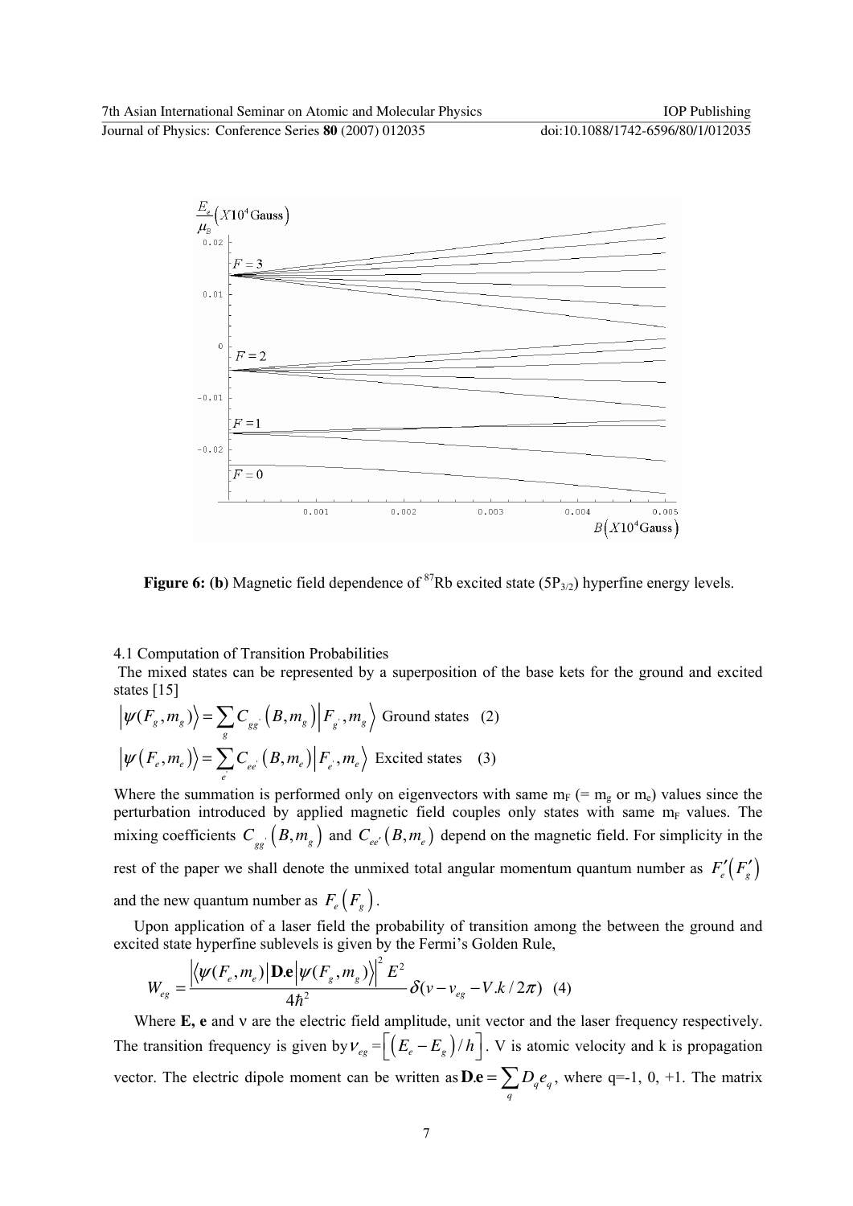**Figure 6: (b)** Magnetic field dependence of [87]Rb excited state ($5P_{3/2}$) hyperfine energy levels.

4.1 Computation of Transition Probabilities

The mixed states can be represented by a superposition of the base kets for the ground and excited states [15]

$$\left|\psi(F_g, m_g)\right\rangle = \sum_{g'} C_{gg'}\left(B, m_g\right)\left|F_{g'}, m_g\right\rangle \text{ Ground states} \quad (2)$$

$$\left|\psi\left(F_e, m_e\right)\right\rangle = \sum_{e'} C_{ee'}\left(B, m_e\right)\left|F_{e'}, m_e\right\rangle \text{ Excited states} \quad (3)$$

Where the summation is performed only on eigenvectors with same $m_F$ (= $m_g$ or $m_e$) values since the perturbation introduced by applied magnetic field couples only states with same $m_F$ values. The mixing coefficients $C_{gg'}\left(B, m_g\right)$ and $C_{ee'}\left(B, m_e\right)$ depend on the magnetic field. For simplicity in the rest of the paper we shall denote the unmixed total angular momentum quantum number as $F'_e\left(F'_g\right)$ and the new quantum number as $F_e\left(F_g\right)$.

Upon application of a laser field the probability of transition among the between the ground and excited state hyperfine sublevels is given by the Fermi's Golden Rule,

$$W_{eg} = \frac{\left|\left\langle\psi(F_e, m_e)\right|\mathbf{D.e}\left|\psi(F_g, m_g)\right\rangle\right|^2 E^2}{4\hbar^2}\delta(\nu - \nu_{eg} - V.k/2\pi) \quad (4)$$

Where **E, e** and ν are the electric field amplitude, unit vector and the laser frequency respectively. The transition frequency is given by $\nu_{eg} = \left[\left(E_e - E_g\right)/h\right]$. V is atomic velocity and k is propagation vector. The electric dipole moment can be written as $\mathbf{D.e} = \sum_q D_q e_q$, where q=-1, 0, +1. The matrix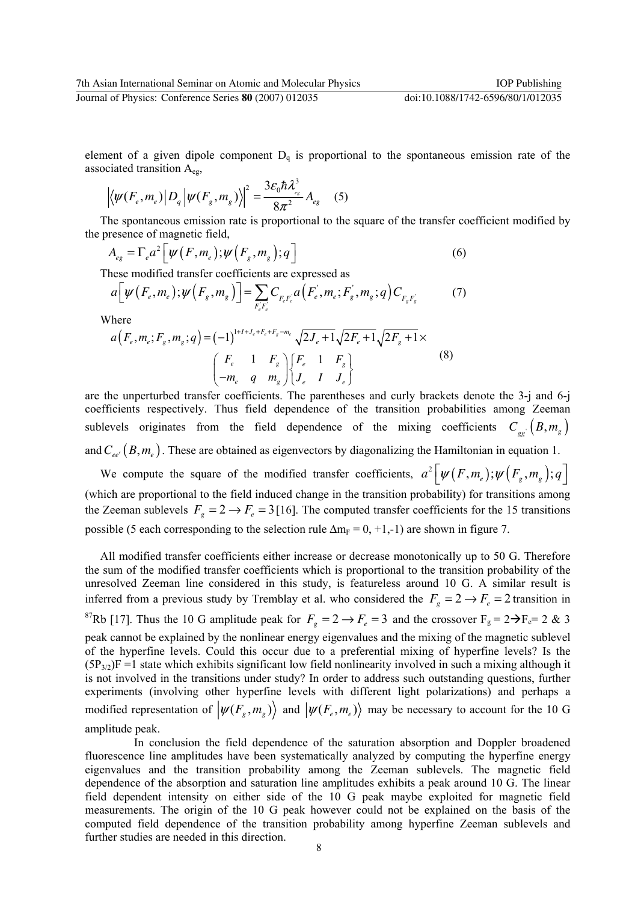element of a given dipole component $D_q$ is proportional to the spontaneous emission rate of the associated transition $A_{eg}$,

$$\left|\langle\psi(F_e,m_e)|D_q|\psi(F_g,m_g)\rangle\right|^2 = \frac{3\varepsilon_0\hbar\lambda_{eg}^3}{8\pi^2}A_{eg} \quad (5)$$

The spontaneous emission rate is proportional to the square of the transfer coefficient modified by the presence of magnetic field,

$$A_{eg} = \Gamma_e a^2\left[\psi\left(F,m_e\right);\psi\left(F_g,m_g\right);q\right] \quad (6)$$

These modified transfer coefficients are expressed as

$$a\left[\psi\left(F_e,m_e\right);\psi\left(F_g,m_g\right)\right] = \sum_{F_e^{'}F_e^{'}} C_{F_eF_e^{'}}\, a\left(F_e^{'},m_e;F_g^{'},m_g;q\right)C_{F_gF_g^{'}} \quad (7)$$

Where

$$a\left(F_e,m_e;F_g,m_g;q\right) = (-1)^{1+I+J_e+F_e+F_g-m_e}\sqrt{2J_e+1}\sqrt{2F_e+1}\sqrt{2F_g+1}\times \begin{pmatrix} F_e & 1 & F_g \\ -m_e & q & m_g \end{pmatrix}\begin{Bmatrix} F_e & 1 & F_g \\ J_e & I & J_e \end{Bmatrix} \quad (8)$$

are the unperturbed transfer coefficients. The parentheses and curly brackets denote the 3-j and 6-j coefficients respectively. Thus field dependence of the transition probabilities among Zeeman sublevels originates from the field dependence of the mixing coefficients $C_{gg^{'}}\left(B,m_g\right)$ and $C_{ee^{'}}\left(B,m_e\right)$. These are obtained as eigenvectors by diagonalizing the Hamiltonian in equation 1.

We compute the square of the modified transfer coefficients, $a^2\left[\psi\left(F,m_e\right);\psi\left(F_g,m_g\right);q\right]$ (which are proportional to the field induced change in the transition probability) for transitions among the Zeeman sublevels $F_g = 2 \rightarrow F_e = 3$ [16]. The computed transfer coefficients for the 15 transitions possible (5 each corresponding to the selection rule $\Delta m_F = 0, +1, -1$) are shown in figure 7.

All modified transfer coefficients either increase or decrease monotonically up to 50 G. Therefore the sum of the modified transfer coefficients which is proportional to the transition probability of the unresolved Zeeman line considered in this study, is featureless around 10 G. A similar result is inferred from a previous study by Tremblay et al. who considered the $F_g = 2 \rightarrow F_e = 2$ transition in $^{87}$Rb [17]. Thus the 10 G amplitude peak for $F_g = 2 \rightarrow F_e = 3$ and the crossover $F_g = 2 \rightarrow F_e = 2$ & 3 peak cannot be explained by the nonlinear energy eigenvalues and the mixing of the magnetic sublevel of the hyperfine levels. Could this occur due to a preferential mixing of hyperfine levels? Is the $(5P_{3/2})F = 1$ state which exhibits significant low field nonlinearity involved in such a mixing although it is not involved in the transitions under study? In order to address such outstanding questions, further experiments (involving other hyperfine levels with different light polarizations) and perhaps a modified representation of $|\psi(F_g,m_g)\rangle$ and $|\psi(F_e,m_e)\rangle$ may be necessary to account for the 10 G amplitude peak.

In conclusion the field dependence of the saturation absorption and Doppler broadened fluorescence line amplitudes have been systematically analyzed by computing the hyperfine energy eigenvalues and the transition probability among the Zeeman sublevels. The magnetic field dependence of the absorption and saturation line amplitudes exhibits a peak around 10 G. The linear field dependent intensity on either side of the 10 G peak maybe exploited for magnetic field measurements. The origin of the 10 G peak however could not be explained on the basis of the computed field dependence of the transition probability among hyperfine Zeeman sublevels and further studies are needed in this direction.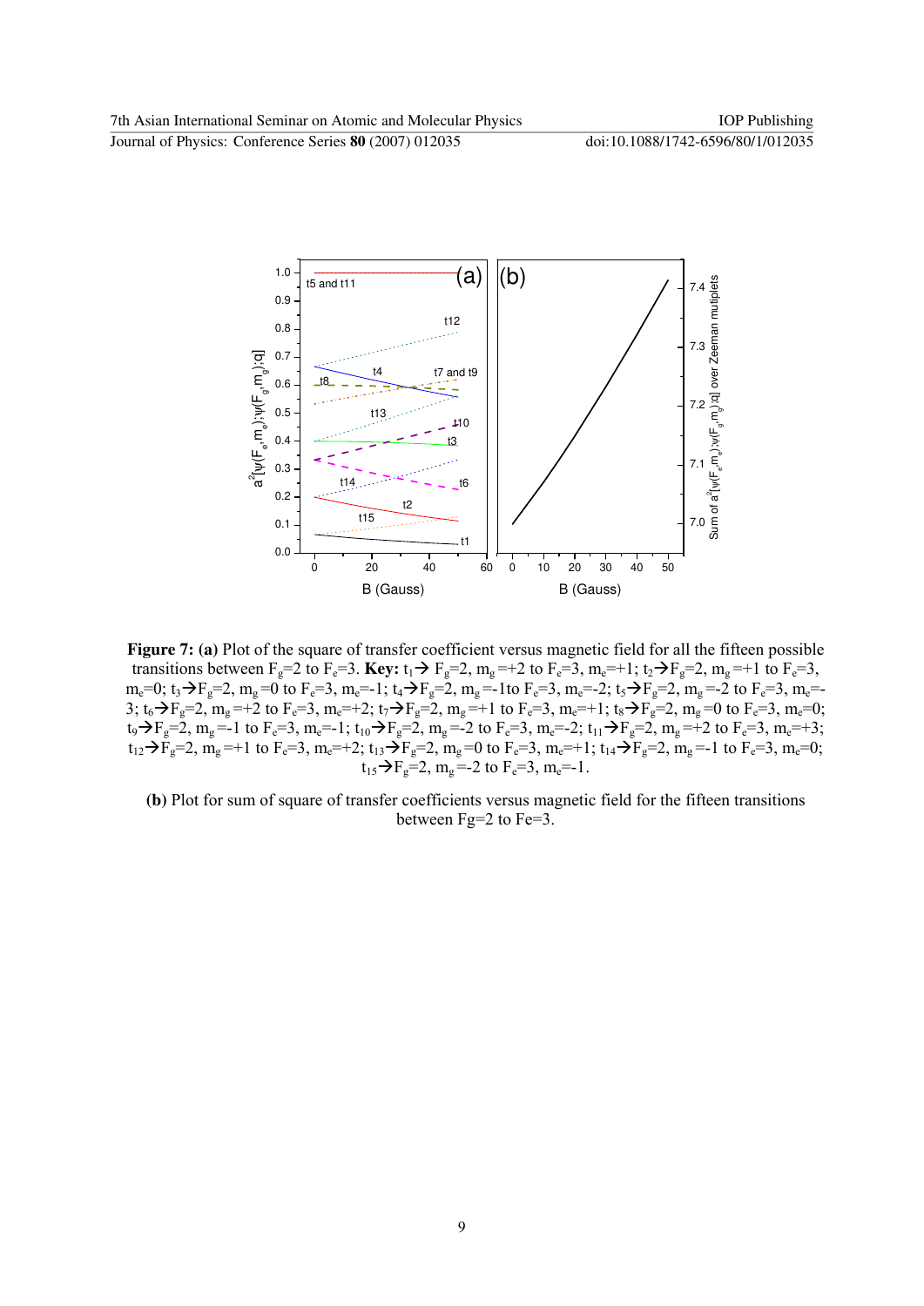**Figure 7: (a)** Plot of the square of transfer coefficient versus magnetic field for all the fifteen possible transitions between $F_g$=2 to $F_e$=3. **Key:** $t_1$→ $F_g$=2, $m_g$=+2 to $F_e$=3, $m_e$=+1; $t_2$→$F_g$=2, $m_g$=+1 to $F_e$=3, $m_e$=0; $t_3$→$F_g$=2, $m_g$=0 to $F_e$=3, $m_e$=-1; $t_4$→$F_g$=2, $m_g$=-1to $F_e$=3, $m_e$=-2; $t_5$→$F_g$=2, $m_g$=-2 to $F_e$=3, $m_e$=-3; $t_6$→$F_g$=2, $m_g$=+2 to $F_e$=3, $m_e$=+2; $t_7$→$F_g$=2, $m_g$=+1 to $F_e$=3, $m_e$=+1; $t_8$→$F_g$=2, $m_g$=0 to $F_e$=3, $m_e$=0; $t_9$→$F_g$=2, $m_g$=-1 to $F_e$=3, $m_e$=-1; $t_{10}$→$F_g$=2, $m_g$=-2 to $F_e$=3, $m_e$=-2; $t_{11}$→$F_g$=2, $m_g$=+2 to $F_e$=3, $m_e$=+3; $t_{12}$→$F_g$=2, $m_g$=+1 to $F_e$=3, $m_e$=+2; $t_{13}$→$F_g$=2, $m_g$=0 to $F_e$=3, $m_e$=+1; $t_{14}$→$F_g$=2, $m_g$=-1 to $F_e$=3, $m_e$=0; $t_{15}$→$F_g$=2, $m_g$=-2 to $F_e$=3, $m_e$=-1.

**(b)** Plot for sum of square of transfer coefficients versus magnetic field for the fifteen transitions between Fg=2 to Fe=3.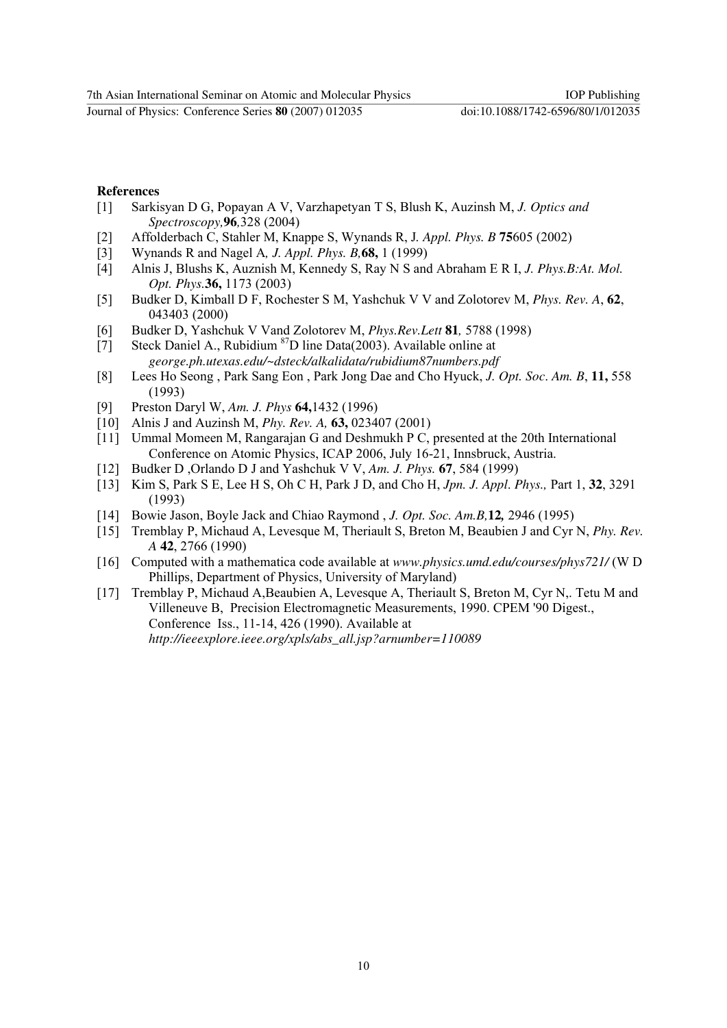## References

[1] Sarkisyan D G, Popayan A V, Varzhapetyan T S, Blush K, Auzinsh M, *J. Optics and Spectroscopy,* **96**,328 (2004)

[2] Affolderbach C, Stahler M, Knappe S, Wynands R, J*. Appl. Phys. B* **75**605 (2002)

[3] Wynands R and Nagel A*, J. Appl. Phys. B,***68,** 1 (1999)

[4] Alnis J, Blushs K, Auznish M, Kennedy S, Ray N S and Abraham E R I, *J. Phys.B:At. Mol. Opt. Phys*.**36,** 1173 (2003)

[5] Budker D, Kimball D F, Rochester S M, Yashchuk V V and Zolotorev M, *Phys. Rev. A*, **62**, 043403 (2000)

[6] Budker D, Yashchuk V Vand Zolotorev M, *Phys.Rev.Lett* **81***,* 5788 (1998)

[7] Steck Daniel A., Rubidium [87]D line Data(2003). Available online at *george.ph.utexas.edu/~dsteck/alkalidata/rubidium87numbers.pdf*

[8] Lees Ho Seong , Park Sang Eon , Park Jong Dae and Cho Hyuck, *J. Opt. Soc*. *Am. B*, **11,** 558 (1993)

[9] Preston Daryl W, *Am. J. Phys* **64,**1432 (1996)

[10] Alnis J and Auzinsh M, *Phy. Rev. A,* **63,** 023407 (2001)

[11] Ummal Momeen M, Rangarajan G and Deshmukh P C, presented at the 20th International Conference on Atomic Physics, ICAP 2006, July 16-21, Innsbruck, Austria.

[12] Budker D ,Orlando D J and Yashchuk V V, *Am. J. Phys.* **67**, 584 (1999)

[13] Kim S, Park S E, Lee H S, Oh C H, Park J D, and Cho H, *Jpn. J. Appl*. *Phys.,* Part 1, **32**, 3291 (1993)

[14] Bowie Jason, Boyle Jack and Chiao Raymond , *J. Opt. Soc. Am.B,***12***,* 2946 (1995)

[15] Tremblay P, Michaud A, Levesque M, Theriault S, Breton M, Beaubien J and Cyr N, *Phy. Rev. A* **42**, 2766 (1990)

[16] Computed with a mathematica code available at *www.physics.umd.edu/courses/phys721/* (W D Phillips, Department of Physics, University of Maryland)

[17] Tremblay P, Michaud A,Beaubien A, Levesque A, Theriault S, Breton M, Cyr N,. Tetu M and Villeneuve B, Precision Electromagnetic Measurements, 1990. CPEM '90 Digest., Conference Iss., 11-14, 426 (1990). Available at *http://ieeexplore.ieee.org/xpls/abs_all.jsp?arnumber=110089*